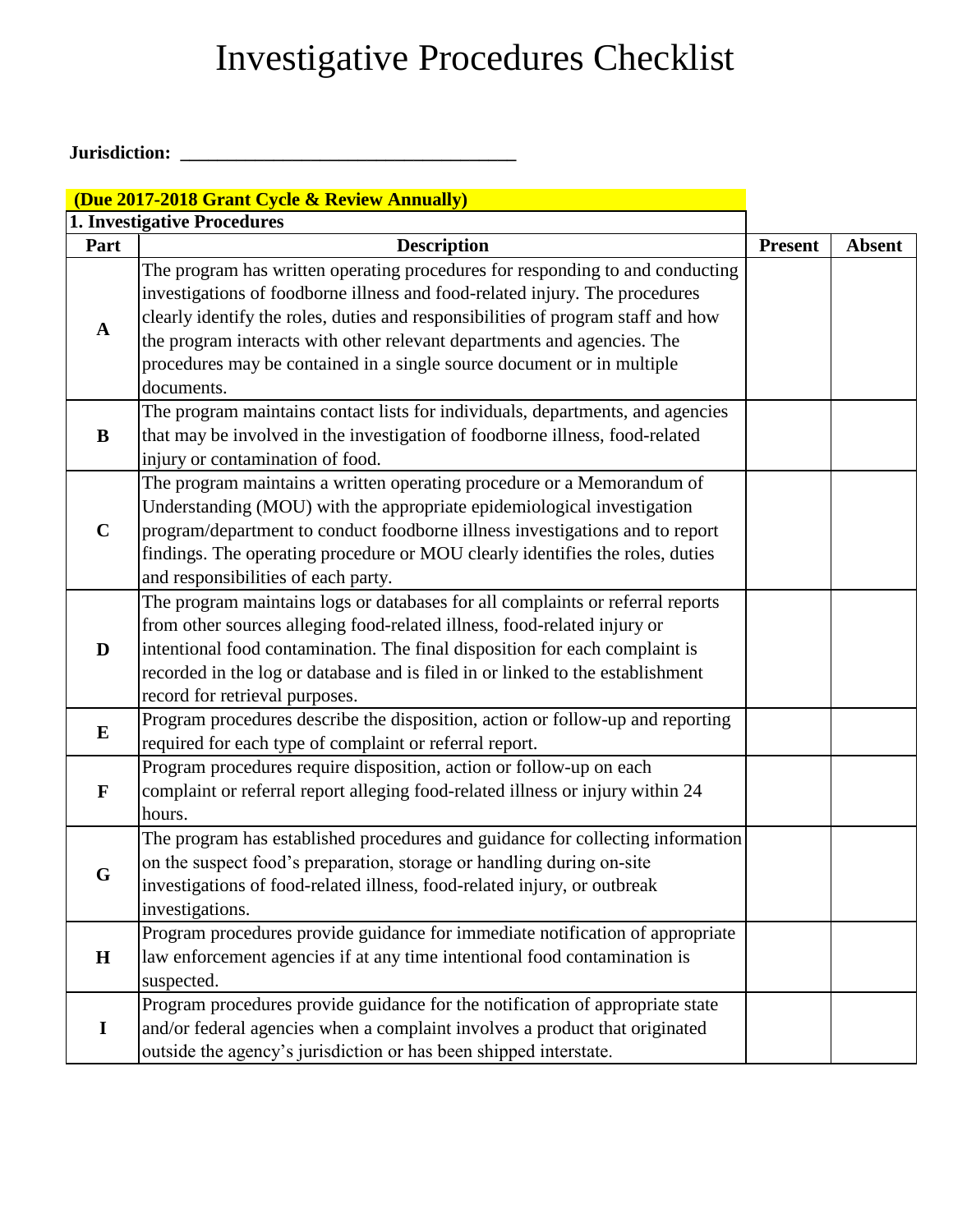# Investigative Procedures Checklist

**Jurisdiction:** ___________________________________

**(Due 2017-2018 Grant Cycle & Review Annually)**

**1. Investigative Procedures**

| Part | Description | Present | Absent |
|---|---|---|---|
| **A** | The program has written operating procedures for responding to and conducting investigations of foodborne illness and food-related injury. The procedures clearly identify the roles, duties and responsibilities of program staff and how the program interacts with other relevant departments and agencies. The procedures may be contained in a single source document or in multiple documents. | | |
| **B** | The program maintains contact lists for individuals, departments, and agencies that may be involved in the investigation of foodborne illness, food-related injury or contamination of food. | | |
| **C** | The program maintains a written operating procedure or a Memorandum of Understanding (MOU) with the appropriate epidemiological investigation program/department to conduct foodborne illness investigations and to report findings. The operating procedure or MOU clearly identifies the roles, duties and responsibilities of each party. | | |
| **D** | The program maintains logs or databases for all complaints or referral reports from other sources alleging food-related illness, food-related injury or intentional food contamination. The final disposition for each complaint is recorded in the log or database and is filed in or linked to the establishment record for retrieval purposes. | | |
| **E** | Program procedures describe the disposition, action or follow-up and reporting required for each type of complaint or referral report. | | |
| **F** | Program procedures require disposition, action or follow-up on each complaint or referral report alleging food-related illness or injury within 24 hours. | | |
| **G** | The program has established procedures and guidance for collecting information on the suspect food's preparation, storage or handling during on-site investigations of food-related illness, food-related injury, or outbreak investigations. | | |
| **H** | Program procedures provide guidance for immediate notification of appropriate law enforcement agencies if at any time intentional food contamination is suspected. | | |
| **I** | Program procedures provide guidance for the notification of appropriate state and/or federal agencies when a complaint involves a product that originated outside the agency's jurisdiction or has been shipped interstate. | | |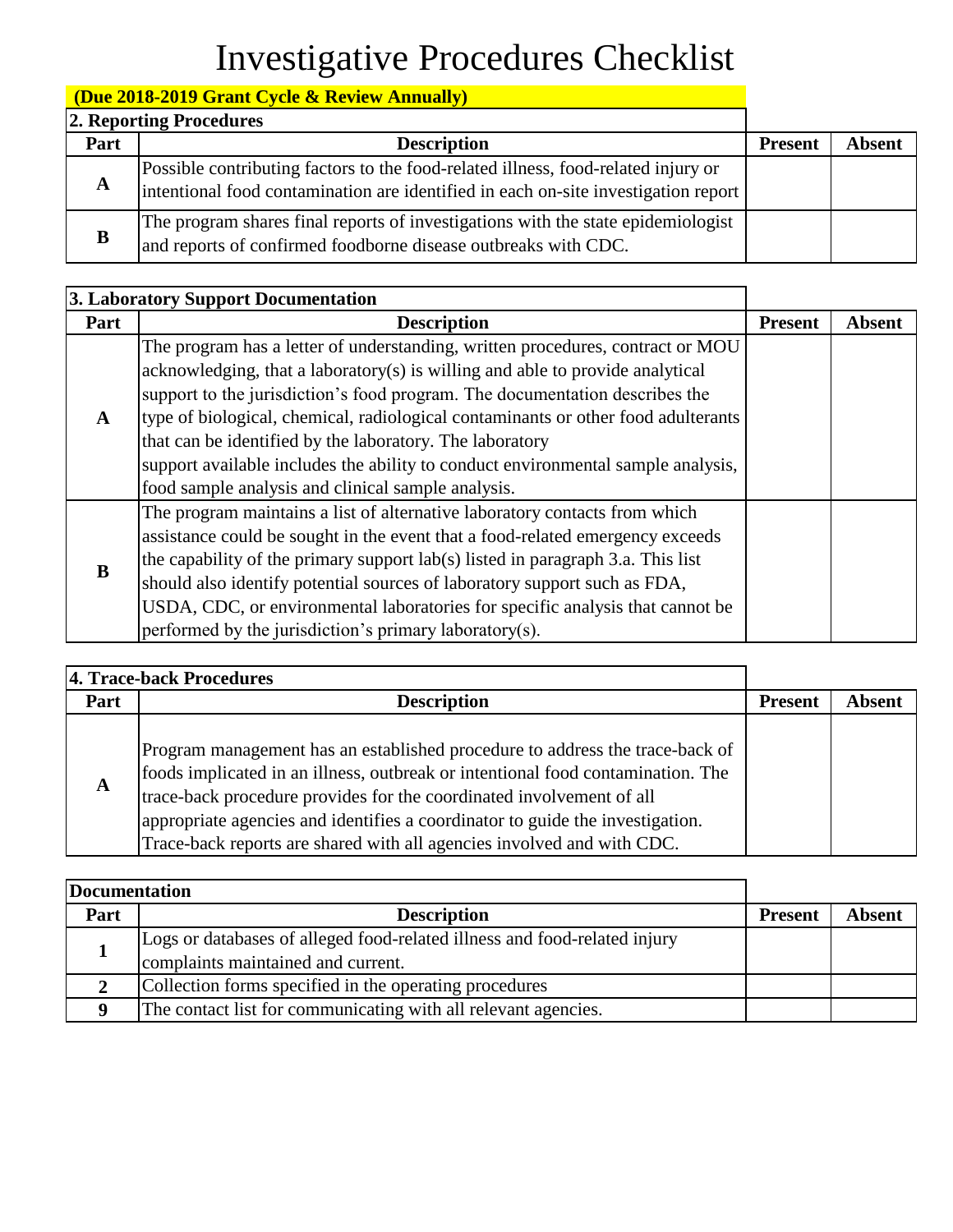# Investigative Procedures Checklist

**(Due 2018-2019 Grant Cycle & Review Annually)**

**2. Reporting Procedures**

| Part | Description | Present | Absent |
|---|---|---|---|
| **A** | Possible contributing factors to the food-related illness, food-related injury or intentional food contamination are identified in each on-site investigation report | | |
| **B** | The program shares final reports of investigations with the state epidemiologist and reports of confirmed foodborne disease outbreaks with CDC. | | |

**3. Laboratory Support Documentation**

| Part | Description | Present | Absent |
|---|---|---|---|
| **A** | The program has a letter of understanding, written procedures, contract or MOU acknowledging, that a laboratory(s) is willing and able to provide analytical support to the jurisdiction's food program. The documentation describes the type of biological, chemical, radiological contaminants or other food adulterants that can be identified by the laboratory. The laboratory support available includes the ability to conduct environmental sample analysis, food sample analysis and clinical sample analysis. | | |
| **B** | The program maintains a list of alternative laboratory contacts from which assistance could be sought in the event that a food-related emergency exceeds the capability of the primary support lab(s) listed in paragraph 3.a. This list should also identify potential sources of laboratory support such as FDA, USDA, CDC, or environmental laboratories for specific analysis that cannot be performed by the jurisdiction's primary laboratory(s). | | |

**4. Trace-back Procedures**

| Part | Description | Present | Absent |
|---|---|---|---|
| **A** | Program management has an established procedure to address the trace-back of foods implicated in an illness, outbreak or intentional food contamination. The trace-back procedure provides for the coordinated involvement of all appropriate agencies and identifies a coordinator to guide the investigation. Trace-back reports are shared with all agencies involved and with CDC. | | |

**Documentation**

| Part | Description | Present | Absent |
|---|---|---|---|
| **1** | Logs or databases of alleged food-related illness and food-related injury complaints maintained and current. | | |
| **2** | Collection forms specified in the operating procedures | | |
| **9** | The contact list for communicating with all relevant agencies. | | |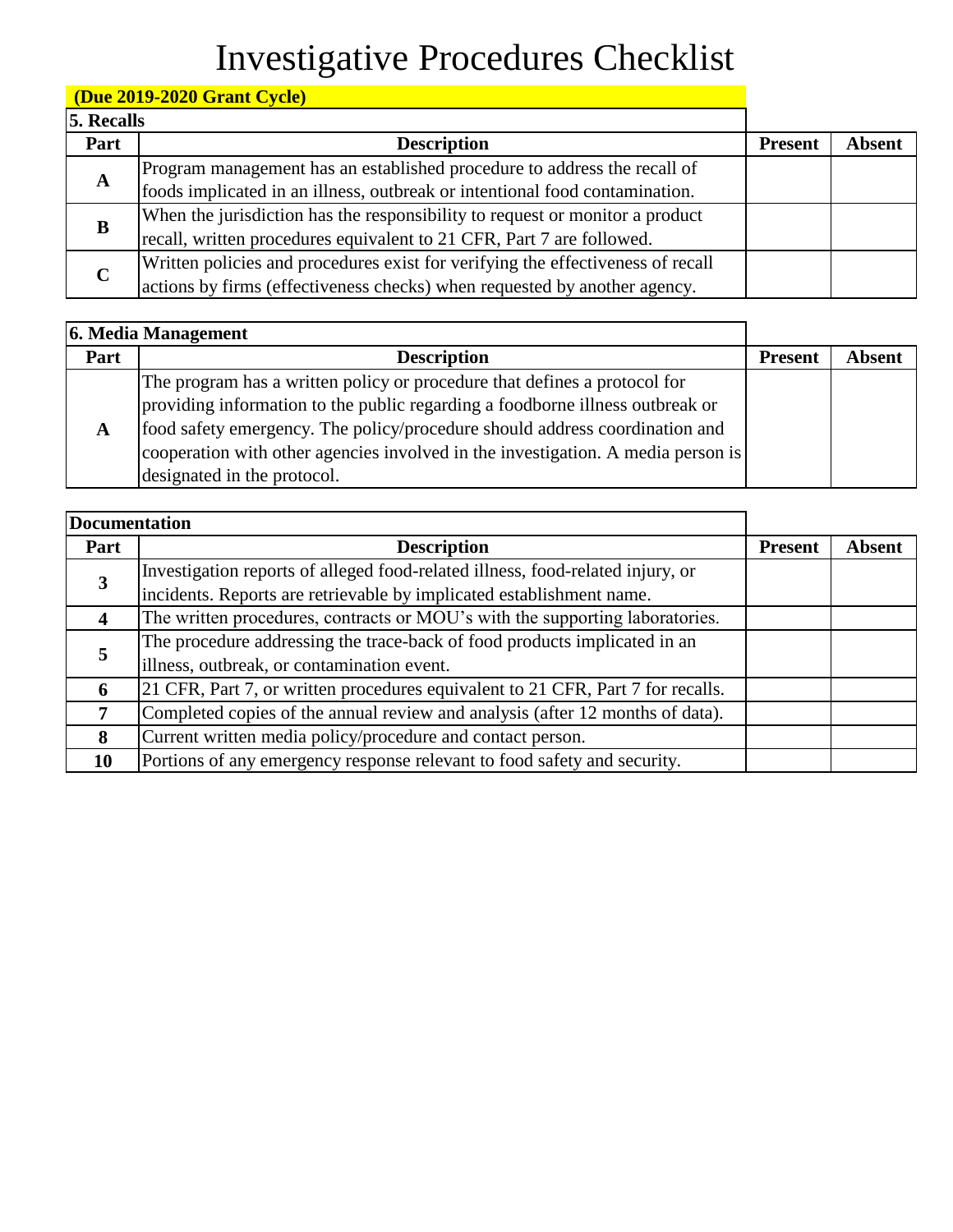# Investigative Procedures Checklist

**(Due 2019-2020 Grant Cycle)**

**5. Recalls**

| Part | Description | Present | Absent |
|---|---|---|---|
| A | Program management has an established procedure to address the recall of foods implicated in an illness, outbreak or intentional food contamination. | | |
| B | When the jurisdiction has the responsibility to request or monitor a product recall, written procedures equivalent to 21 CFR, Part 7 are followed. | | |
| C | Written policies and procedures exist for verifying the effectiveness of recall actions by firms (effectiveness checks) when requested by another agency. | | |

**6. Media Management**

| Part | Description | Present | Absent |
|---|---|---|---|
| A | The program has a written policy or procedure that defines a protocol for providing information to the public regarding a foodborne illness outbreak or food safety emergency. The policy/procedure should address coordination and cooperation with other agencies involved in the investigation. A media person is designated in the protocol. | | |

**Documentation**

| Part | Description | Present | Absent |
|---|---|---|---|
| 3 | Investigation reports of alleged food-related illness, food-related injury, or incidents. Reports are retrievable by implicated establishment name. | | |
| 4 | The written procedures, contracts or MOU's with the supporting laboratories. | | |
| 5 | The procedure addressing the trace-back of food products implicated in an illness, outbreak, or contamination event. | | |
| 6 | 21 CFR, Part 7, or written procedures equivalent to 21 CFR, Part 7 for recalls. | | |
| 7 | Completed copies of the annual review and analysis (after 12 months of data). | | |
| 8 | Current written media policy/procedure and contact person. | | |
| 10 | Portions of any emergency response relevant to food safety and security. | | |